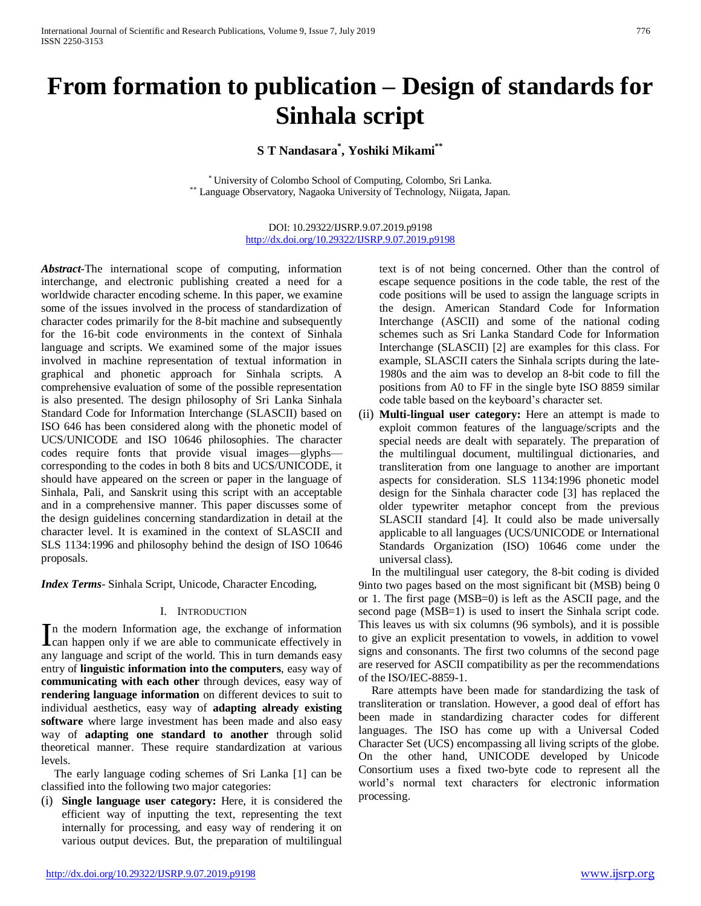# From formation to publication – Design of standards for Sinhala script

**S T Nandasara[*], Yoshiki Mikami[**]**

[*] University of Colombo School of Computing, Colombo, Sri Lanka.
[**] Language Observatory, Nagaoka University of Technology, Niigata, Japan.

DOI: 10.29322/IJSRP.9.07.2019.p9198
http://dx.doi.org/10.29322/IJSRP.9.07.2019.p9198

***Abstract***-The international scope of computing, information interchange, and electronic publishing created a need for a worldwide character encoding scheme. In this paper, we examine some of the issues involved in the process of standardization of character codes primarily for the 8-bit machine and subsequently for the 16-bit code environments in the context of Sinhala language and scripts. We examined some of the major issues involved in machine representation of textual information in graphical and phonetic approach for Sinhala scripts. A comprehensive evaluation of some of the possible representation is also presented. The design philosophy of Sri Lanka Sinhala Standard Code for Information Interchange (SLASCII) based on ISO 646 has been considered along with the phonetic model of UCS/UNICODE and ISO 10646 philosophies. The character codes require fonts that provide visual images—glyphs—corresponding to the codes in both 8 bits and UCS/UNICODE, it should have appeared on the screen or paper in the language of Sinhala, Pali, and Sanskrit using this script with an acceptable and in a comprehensive manner. This paper discusses some of the design guidelines concerning standardization in detail at the character level. It is examined in the context of SLASCII and SLS 1134:1996 and philosophy behind the design of ISO 10646 proposals.

***Index Terms***- Sinhala Script, Unicode, Character Encoding,

## I. Introduction

In the modern Information age, the exchange of information can happen only if we are able to communicate effectively in any language and script of the world. This in turn demands easy entry of **linguistic information into the computers**, easy way of **communicating with each other** through devices, easy way of **rendering language information** on different devices to suit to individual aesthetics, easy way of **adapting already existing software** where large investment has been made and also easy way of **adapting one standard to another** through solid theoretical manner. These require standardization at various levels.

The early language coding schemes of Sri Lanka [1] can be classified into the following two major categories:

(i) **Single language user category:** Here, it is considered the efficient way of inputting the text, representing the text internally for processing, and easy way of rendering it on various output devices. But, the preparation of multilingual text is of not being concerned. Other than the control of escape sequence positions in the code table, the rest of the code positions will be used to assign the language scripts in the design. American Standard Code for Information Interchange (ASCII) and some of the national coding schemes such as Sri Lanka Standard Code for Information Interchange (SLASCII) [2] are examples for this class. For example, SLASCII caters the Sinhala scripts during the late-1980s and the aim was to develop an 8-bit code to fill the positions from A0 to FF in the single byte ISO 8859 similar code table based on the keyboard's character set.

(ii) **Multi-lingual user category:** Here an attempt is made to exploit common features of the language/scripts and the special needs are dealt with separately. The preparation of the multilingual document, multilingual dictionaries, and transliteration from one language to another are important aspects for consideration. SLS 1134:1996 phonetic model design for the Sinhala character code [3] has replaced the older typewriter metaphor concept from the previous SLASCII standard [4]. It could also be made universally applicable to all languages (UCS/UNICODE or International Standards Organization (ISO) 10646 come under the universal class).

In the multilingual user category, the 8-bit coding is divided 9into two pages based on the most significant bit (MSB) being 0 or 1. The first page (MSB=0) is left as the ASCII page, and the second page (MSB=1) is used to insert the Sinhala script code. This leaves us with six columns (96 symbols), and it is possible to give an explicit presentation to vowels, in addition to vowel signs and consonants. The first two columns of the second page are reserved for ASCII compatibility as per the recommendations of the ISO/IEC-8859-1.

Rare attempts have been made for standardizing the task of transliteration or translation. However, a good deal of effort has been made in standardizing character codes for different languages. The ISO has come up with a Universal Coded Character Set (UCS) encompassing all living scripts of the globe. On the other hand, UNICODE developed by Unicode Consortium uses a fixed two-byte code to represent all the world's normal text characters for electronic information processing.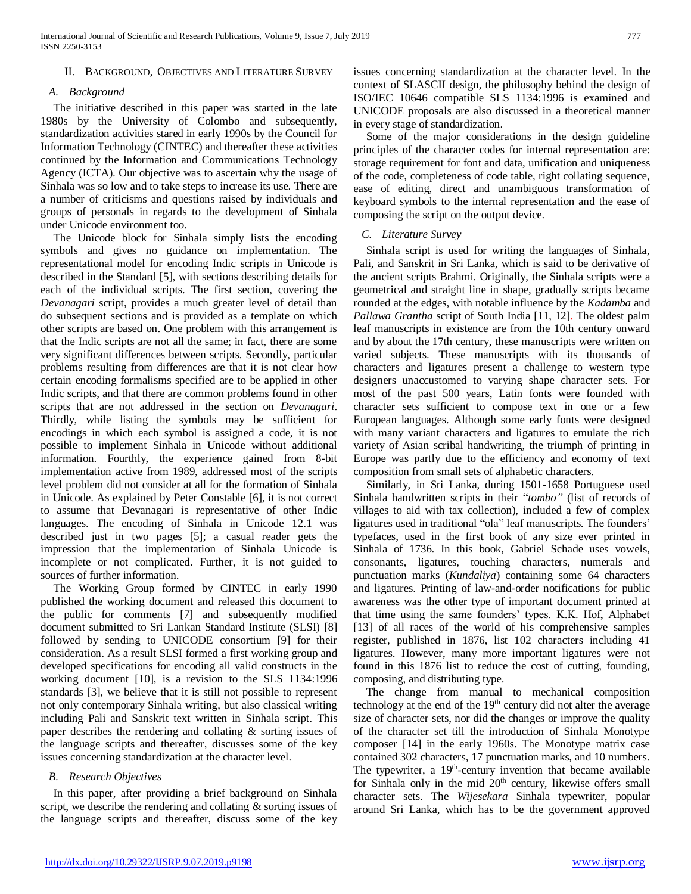## II. Background, Objectives and Literature Survey

### A. Background

The initiative described in this paper was started in the late 1980s by the University of Colombo and subsequently, standardization activities stared in early 1990s by the Council for Information Technology (CINTEC) and thereafter these activities continued by the Information and Communications Technology Agency (ICTA). Our objective was to ascertain why the usage of Sinhala was so low and to take steps to increase its use. There are a number of criticisms and questions raised by individuals and groups of personals in regards to the development of Sinhala under Unicode environment too.

The Unicode block for Sinhala simply lists the encoding symbols and gives no guidance on implementation. The representational model for encoding Indic scripts in Unicode is described in the Standard [5], with sections describing details for each of the individual scripts. The first section, covering the *Devanagari* script, provides a much greater level of detail than do subsequent sections and is provided as a template on which other scripts are based on. One problem with this arrangement is that the Indic scripts are not all the same; in fact, there are some very significant differences between scripts. Secondly, particular problems resulting from differences are that it is not clear how certain encoding formalisms specified are to be applied in other Indic scripts, and that there are common problems found in other scripts that are not addressed in the section on *Devanagari*. Thirdly, while listing the symbols may be sufficient for encodings in which each symbol is assigned a code, it is not possible to implement Sinhala in Unicode without additional information. Fourthly, the experience gained from 8-bit implementation active from 1989, addressed most of the scripts level problem did not consider at all for the formation of Sinhala in Unicode. As explained by Peter Constable [6], it is not correct to assume that Devanagari is representative of other Indic languages. The encoding of Sinhala in Unicode 12.1 was described just in two pages [5]; a casual reader gets the impression that the implementation of Sinhala Unicode is incomplete or not complicated. Further, it is not guided to sources of further information.

The Working Group formed by CINTEC in early 1990 published the working document and released this document to the public for comments [7] and subsequently modified document submitted to Sri Lankan Standard Institute (SLSI) [8] followed by sending to UNICODE consortium [9] for their consideration. As a result SLSI formed a first working group and developed specifications for encoding all valid constructs in the working document [10], is a revision to the SLS 1134:1996 standards [3], we believe that it is still not possible to represent not only contemporary Sinhala writing, but also classical writing including Pali and Sanskrit text written in Sinhala script. This paper describes the rendering and collating & sorting issues of the language scripts and thereafter, discusses some of the key issues concerning standardization at the character level.

### B. Research Objectives

In this paper, after providing a brief background on Sinhala script, we describe the rendering and collating & sorting issues of the language scripts and thereafter, discuss some of the key issues concerning standardization at the character level. In the context of SLASCII design, the philosophy behind the design of ISO/IEC 10646 compatible SLS 1134:1996 is examined and UNICODE proposals are also discussed in a theoretical manner in every stage of standardization.

Some of the major considerations in the design guideline principles of the character codes for internal representation are: storage requirement for font and data, unification and uniqueness of the code, completeness of code table, right collating sequence, ease of editing, direct and unambiguous transformation of keyboard symbols to the internal representation and the ease of composing the script on the output device.

### C. Literature Survey

Sinhala script is used for writing the languages of Sinhala, Pali, and Sanskrit in Sri Lanka, which is said to be derivative of the ancient scripts Brahmi. Originally, the Sinhala scripts were a geometrical and straight line in shape, gradually scripts became rounded at the edges, with notable influence by the *Kadamba* and *Pallawa Grantha* script of South India [11, 12]. The oldest palm leaf manuscripts in existence are from the 10th century onward and by about the 17th century, these manuscripts were written on varied subjects. These manuscripts with its thousands of characters and ligatures present a challenge to western type designers unaccustomed to varying shape character sets. For most of the past 500 years, Latin fonts were founded with character sets sufficient to compose text in one or a few European languages. Although some early fonts were designed with many variant characters and ligatures to emulate the rich variety of Asian scribal handwriting, the triumph of printing in Europe was partly due to the efficiency and economy of text composition from small sets of alphabetic characters.

Similarly, in Sri Lanka, during 1501-1658 Portuguese used Sinhala handwritten scripts in their "*tombo"* (list of records of villages to aid with tax collection), included a few of complex ligatures used in traditional "ola" leaf manuscripts. The founders' typefaces, used in the first book of any size ever printed in Sinhala of 1736. In this book, Gabriel Schade uses vowels, consonants, ligatures, touching characters, numerals and punctuation marks (*Kundaliya*) containing some 64 characters and ligatures. Printing of law-and-order notifications for public awareness was the other type of important document printed at that time using the same founders' types. K.K. Hof, Alphabet [13] of all races of the world of his comprehensive samples register, published in 1876, list 102 characters including 41 ligatures. However, many more important ligatures were not found in this 1876 list to reduce the cost of cutting, founding, composing, and distributing type.

The change from manual to mechanical composition technology at the end of the 19th century did not alter the average size of character sets, nor did the changes or improve the quality of the character set till the introduction of Sinhala Monotype composer [14] in the early 1960s. The Monotype matrix case contained 302 characters, 17 punctuation marks, and 10 numbers. The typewriter, a 19th-century invention that became available for Sinhala only in the mid 20th century, likewise offers small character sets. The *Wijesekara* Sinhala typewriter, popular around Sri Lanka, which has to be the government approved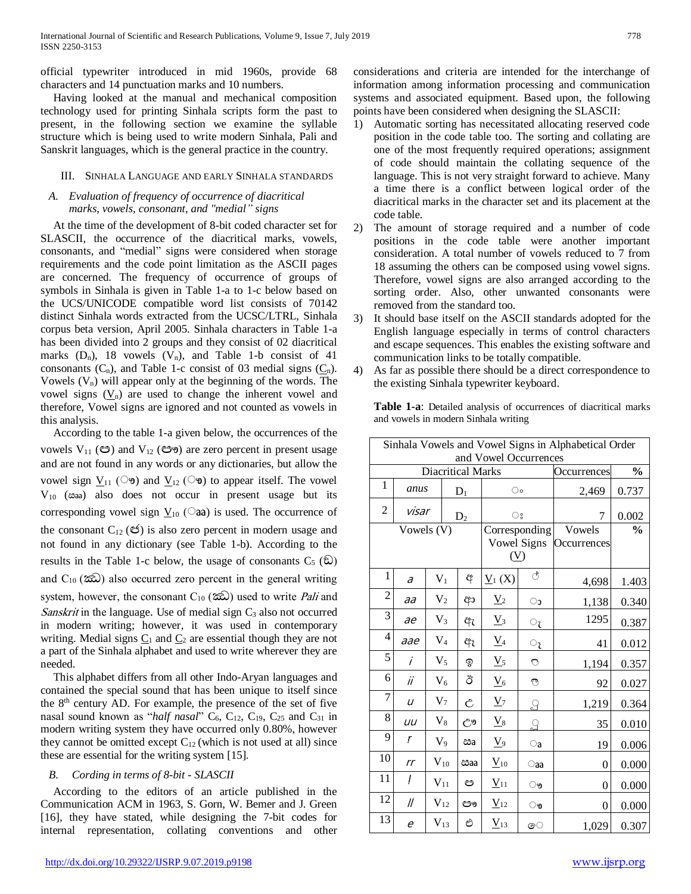official typewriter introduced in mid 1960s, provide 68 characters and 14 punctuation marks and 10 numbers.

Having looked at the manual and mechanical composition technology used for printing Sinhala scripts form the past to present, in the following section we examine the syllable structure which is being used to write modern Sinhala, Pali and Sanskrit languages, which is the general practice in the country.

## III. Sinhala Language and early Sinhala standards

### A. *Evaluation of frequency of occurrence of diacritical marks, vowels, consonant, and "medial" signs*

At the time of the development of 8-bit coded character set for SLASCII, the occurrence of the diacritical marks, vowels, consonants, and "medial" signs were considered when storage requirements and the code point limitation as the ASCII pages are concerned. The frequency of occurrence of groups of symbols in Sinhala is given in Table 1-a to 1-c below based on the UCS/UNICODE compatible word list consists of 70142 distinct Sinhala words extracted from the UCSC/LTRL, Sinhala corpus beta version, April 2005. Sinhala characters in Table 1-a has been divided into 2 groups and they consist of 02 diacritical marks ($D_n$), 18 vowels ($V_n$), and Table 1-b consist of 41 consonants ($C_n$), and Table 1-c consist of 03 medial signs ($\underline{C}_n$). Vowels ($V_n$) will appear only at the beginning of the words. The vowel signs ($\underline{V}_n$) are used to change the inherent vowel and therefore, Vowel signs are ignored and not counted as vowels in this analysis.

According to the table 1-a given below, the occurrences of the vowels $V_{11}$ (ඏ) and $V_{12}$ (ඐ) are zero percent in present usage and are not found in any words or any dictionaries, but allow the vowel sign $\underline{V}_{11}$ (ෟ) and $\underline{V}_{12}$ (ෳ) to appear itself. The vowel $V_{10}$ (ඎ) also does not occur in present usage but its corresponding vowel sign $\underline{V}_{10}$ (ෲ) is used. The occurrence of the consonant $C_{12}$ (ඦ) is also zero percent in modern usage and not found in any dictionary (see Table 1-b). According to the results in the Table 1-c below, the usage of consonants $C_5$ (ඣ) and $C_{10}$ (ඤ) also occurred zero percent in the general writing system, however, the consonant $C_{10}$ (ඤ) used to write *Pali* and *Sanskrit* in the language. Use of medial sign $C_3$ also not occurred in modern writing; however, it was used in contemporary writing. Medial signs $\underline{C}_1$ and $\underline{C}_2$ are essential though they are not a part of the Sinhala alphabet and used to write wherever they are needed.

This alphabet differs from all other Indo-Aryan languages and contained the special sound that has been unique to itself since the 8th century AD. For example, the presence of the set of five nasal sound known as "*half nasal*" $C_6$, $C_{12}$, $C_{19}$, $C_{25}$ and $C_{31}$ in modern writing system they have occurred only 0.80%, however they cannot be omitted except $C_{12}$ (which is not used at all) since these are essential for the writing system [15].

### B. *Cording in terms of 8-bit - SLASCII*

According to the editors of an article published in the Communication ACM in 1963, S. Gorn, W. Bemer and J. Green [16], they have stated, while designing the 7-bit codes for internal representation, collating conventions and other considerations and criteria are intended for the interchange of information among information processing and communication systems and associated equipment. Based upon, the following points have been considered when designing the SLASCII:

1) Automatic sorting has necessitated allocating reserved code position in the code table too. The sorting and collating are one of the most frequently required operations; assignment of code should maintain the collating sequence of the language. This is not very straight forward to achieve. Many a time there is a conflict between logical order of the diacritical marks in the character set and its placement at the code table.
2) The amount of storage required and a number of code positions in the code table were another important consideration. A total number of vowels reduced to 7 from 18 assuming the others can be composed using vowel signs. Therefore, vowel signs are also arranged according to the sorting order. Also, other unwanted consonants were removed from the standard too.
3) It should base itself on the ASCII standards adopted for the English language especially in terms of control characters and escape sequences. This enables the existing software and communication links to be totally compatible.
4) As far as possible there should be a direct correspondence to the existing Sinhala typewriter keyboard.

**Table 1-a**: Detailed analysis of occurrences of diacritical marks and vowels in modern Sinhala writing

| Sinhala Vowels and Vowel Signs in Alphabetical Order and Vowel Occurrences | | | | | | | |
|---|---|---|---|---|---|---|---|
| Diacritical Marks | | | | | | Occurrences | % |
| 1 | anus | $D_1$ | | ං | | 2,469 | 0.737 |
| 2 | visar | $D_2$ | | ඃ | | 7 | 0.002 |
| Vowels (V) | | | | Corresponding Vowel Signs ($\underline{V}$) | | Vowels Occurrences | % |
| 1 | a | $V_1$ | අ | $\underline{V}_1$ (X) | ් | 4,698 | 1.403 |
| 2 | aa | $V_2$ | ආ | $\underline{V}_2$ | ා | 1,138 | 0.340 |
| 3 | ae | $V_3$ | ඇ | $\underline{V}_3$ | ැ | 1295 | 0.387 |
| 4 | aae | $V_4$ | ඈ | $\underline{V}_4$ | ෑ | 41 | 0.012 |
| 5 | i | $V_5$ | ඉ | $\underline{V}_5$ | ි | 1,194 | 0.357 |
| 6 | ii | $V_6$ | ඊ | $\underline{V}_6$ | ී | 92 | 0.027 |
| 7 | u | $V_7$ | උ | $\underline{V}_7$ | ු | 1,219 | 0.364 |
| 8 | uu | $V_8$ | ඌ | $\underline{V}_8$ | ූ | 35 | 0.010 |
| 9 | r | $V_9$ | ඍ | $\underline{V}_9$ | ෘ | 19 | 0.006 |
| 10 | rr | $V_{10}$ | ඎ | $\underline{V}_{10}$ | ෲ | 0 | 0.000 |
| 11 | l | $V_{11}$ | ඏ | $\underline{V}_{11}$ | ෟ | 0 | 0.000 |
| 12 | ll | $V_{12}$ | ඐ | $\underline{V}_{12}$ | ෳ | 0 | 0.000 |
| 13 | e | $V_{13}$ | එ | $\underline{V}_{13}$ | ෙ | 1,029 | 0.307 |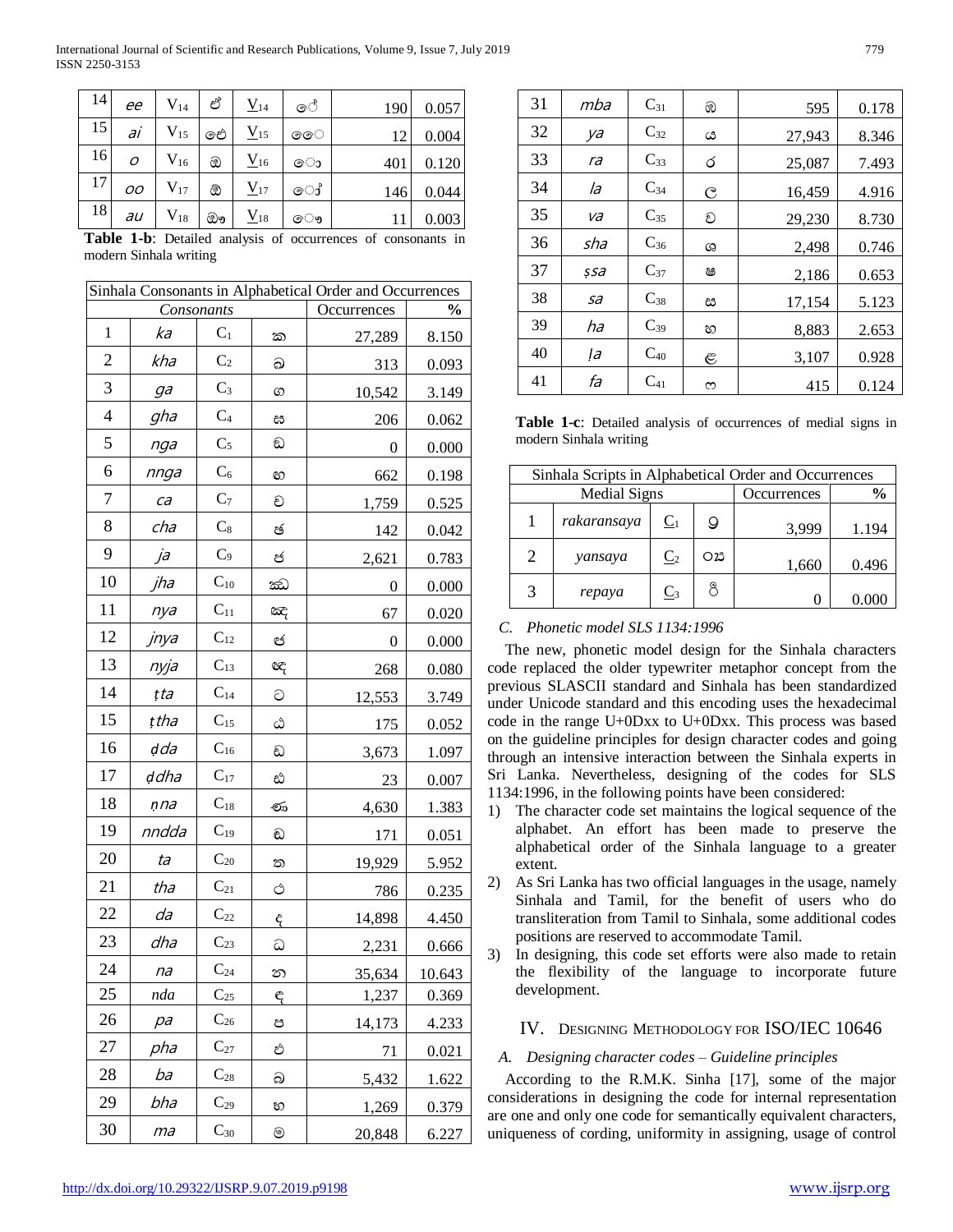| 14 | *ee* | $V_{14}$ | ඒ | $\underline{V}_{14}$ | ේ | 190 | 0.057 |
|---|---|---|---|---|---|---|---|
| 15 | *ai* | $V_{15}$ | ඓ | $\underline{V}_{15}$ | ෛ | 12 | 0.004 |
| 16 | *o* | $V_{16}$ | ඔ | $\underline{V}_{16}$ | ො | 401 | 0.120 |
| 17 | *oo* | $V_{17}$ | ඕ | $\underline{V}_{17}$ | ෝ | 146 | 0.044 |
| 18 | *au* | $V_{18}$ | ඖ | $\underline{V}_{18}$ | ෞ | 11 | 0.003 |

**Table 1-b**: Detailed analysis of occurrences of consonants in modern Sinhala writing

| Sinhala Consonants in Alphabetical Order and Occurrences | | | | | |
|---|---|---|---|---|---|
| Consonants | | | | Occurrences | % |
| 1 | *ka* | $C_1$ | ක | 27,289 | 8.150 |
| 2 | *kha* | $C_2$ | ඛ | 313 | 0.093 |
| 3 | *ga* | $C_3$ | ග | 10,542 | 3.149 |
| 4 | *gha* | $C_4$ | ඝ | 206 | 0.062 |
| 5 | *nga* | $C_5$ | ඞ | 0 | 0.000 |
| 6 | *nnga* | $C_6$ | ඟ | 662 | 0.198 |
| 7 | *ca* | $C_7$ | ච | 1,759 | 0.525 |
| 8 | *cha* | $C_8$ | ඡ | 142 | 0.042 |
| 9 | *ja* | $C_9$ | ජ | 2,621 | 0.783 |
| 10 | *jha* | $C_{10}$ | ඣ | 0 | 0.000 |
| 11 | *nya* | $C_{11}$ | ඤ | 67 | 0.020 |
| 12 | *jnya* | $C_{12}$ | ඥ | 0 | 0.000 |
| 13 | *nyja* | $C_{13}$ | ඦ | 268 | 0.080 |
| 14 | *ṭta* | $C_{14}$ | ට | 12,553 | 3.749 |
| 15 | *ṭtha* | $C_{15}$ | ඨ | 175 | 0.052 |
| 16 | *ḍda* | $C_{16}$ | ඩ | 3,673 | 1.097 |
| 17 | *ḍdha* | $C_{17}$ | ඪ | 23 | 0.007 |
| 18 | *ṇna* | $C_{18}$ | ණ | 4,630 | 1.383 |
| 19 | *nndda* | $C_{19}$ | ඬ | 171 | 0.051 |
| 20 | *ta* | $C_{20}$ | ත | 19,929 | 5.952 |
| 21 | *tha* | $C_{21}$ | ථ | 786 | 0.235 |
| 22 | *da* | $C_{22}$ | ද | 14,898 | 4.450 |
| 23 | *dha* | $C_{23}$ | ධ | 2,231 | 0.666 |
| 24 | *na* | $C_{24}$ | න | 35,634 | 10.643 |
| 25 | *nda* | $C_{25}$ | ඳ | 1,237 | 0.369 |
| 26 | *pa* | $C_{26}$ | ප | 14,173 | 4.233 |
| 27 | *pha* | $C_{27}$ | ඵ | 71 | 0.021 |
| 28 | *ba* | $C_{28}$ | බ | 5,432 | 1.622 |
| 29 | *bha* | $C_{29}$ | භ | 1,269 | 0.379 |
| 30 | *ma* | $C_{30}$ | ම | 20,848 | 6.227 |
| 31 | *mba* | $C_{31}$ | ඹ | 595 | 0.178 |
| 32 | *ya* | $C_{32}$ | ය | 27,943 | 8.346 |
| 33 | *ra* | $C_{33}$ | ර | 25,087 | 7.493 |
| 34 | *la* | $C_{34}$ | ල | 16,459 | 4.916 |
| 35 | *va* | $C_{35}$ | ව | 29,230 | 8.730 |
| 36 | *sha* | $C_{36}$ | ශ | 2,498 | 0.746 |
| 37 | *ṣsa* | $C_{37}$ | ෂ | 2,186 | 0.653 |
| 38 | *sa* | $C_{38}$ | ස | 17,154 | 5.123 |
| 39 | *ha* | $C_{39}$ | හ | 8,883 | 2.653 |
| 40 | *ḷa* | $C_{40}$ | ළ | 3,107 | 0.928 |
| 41 | *fa* | $C_{41}$ | ෆ | 415 | 0.124 |

**Table 1-c**: Detailed analysis of occurrences of medial signs in modern Sinhala writing

| Sinhala Scripts in Alphabetical Order and Occurrences | | | | | |
|---|---|---|---|---|---|
| Medial Signs | | | | Occurrences | % |
| 1 | *rakaransaya* | $\underline{C}_1$ | ්‍ර | 3,999 | 1.194 |
| 2 | *yansaya* | $\underline{C}_2$ | ්‍ය | 1,660 | 0.496 |
| 3 | *repaya* | $\underline{C}_3$ | ර්‍ | 0 | 0.000 |

*C. Phonetic model SLS 1134:1996*

The new, phonetic model design for the Sinhala characters code replaced the older typewriter metaphor concept from the previous SLASCII standard and Sinhala has been standardized under Unicode standard and this encoding uses the hexadecimal code in the range U+0Dxx to U+0Dxx. This process was based on the guideline principles for design character codes and going through an intensive interaction between the Sinhala experts in Sri Lanka. Nevertheless, designing of the codes for SLS 1134:1996, in the following points have been considered:

1) The character code set maintains the logical sequence of the alphabet. An effort has been made to preserve the alphabetical order of the Sinhala language to a greater extent.
2) As Sri Lanka has two official languages in the usage, namely Sinhala and Tamil, for the benefit of users who do transliteration from Tamil to Sinhala, some additional codes positions are reserved to accommodate Tamil.
3) In designing, this code set efforts were also made to retain the flexibility of the language to incorporate future development.

## IV. Designing Methodology for ISO/IEC 10646

*A. Designing character codes – Guideline principles*

According to the R.M.K. Sinha [17], some of the major considerations in designing the code for internal representation are one and only one code for semantically equivalent characters, uniqueness of cording, uniformity in assigning, usage of control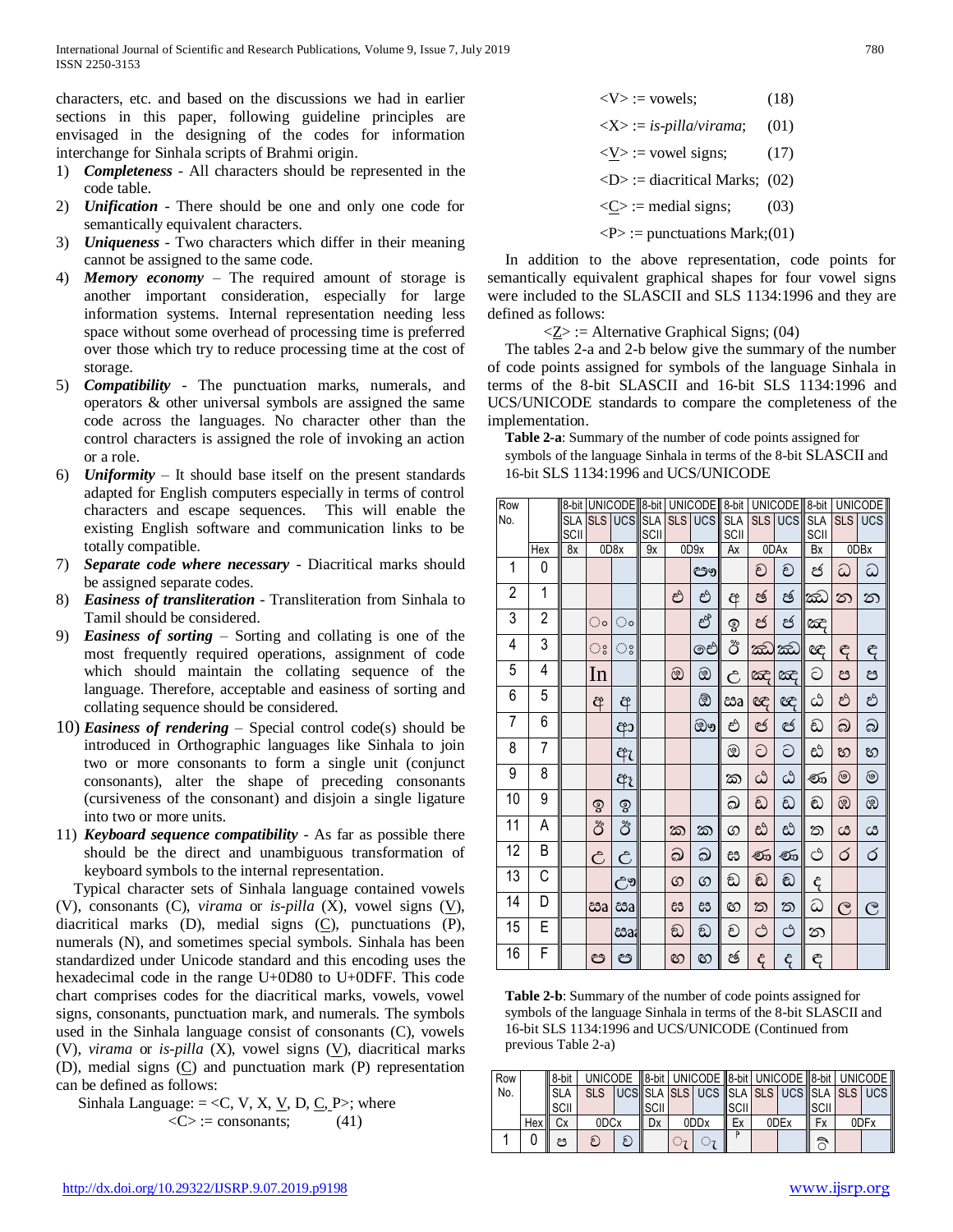characters, etc. and based on the discussions we had in earlier sections in this paper, following guideline principles are envisaged in the designing of the codes for information interchange for Sinhala scripts of Brahmi origin.

1) ***Completeness*** - All characters should be represented in the code table.
2) ***Unification*** - There should be one and only one code for semantically equivalent characters.
3) ***Uniqueness*** - Two characters which differ in their meaning cannot be assigned to the same code.
4) ***Memory economy*** – The required amount of storage is another important consideration, especially for large information systems. Internal representation needing less space without some overhead of processing time is preferred over those which try to reduce processing time at the cost of storage.
5) ***Compatibility*** - The punctuation marks, numerals, and operators & other universal symbols are assigned the same code across the languages. No character other than the control characters is assigned the role of invoking an action or a role.
6) ***Uniformity*** – It should base itself on the present standards adapted for English computers especially in terms of control characters and escape sequences. This will enable the existing English software and communication links to be totally compatible.
7) ***Separate code where necessary*** - Diacritical marks should be assigned separate codes.
8) ***Easiness of transliteration*** - Transliteration from Sinhala to Tamil should be considered.
9) ***Easiness of sorting*** – Sorting and collating is one of the most frequently required operations, assignment of code which should maintain the collating sequence of the language. Therefore, acceptable and easiness of sorting and collating sequence should be considered.
10) ***Easiness of rendering*** – Special control code(s) should be introduced in Orthographic languages like Sinhala to join two or more consonants to form a single unit (conjunct consonants), alter the shape of preceding consonants (cursiveness of the consonant) and disjoin a single ligature into two or more units.
11) ***Keyboard sequence compatibility*** - As far as possible there should be the direct and unambiguous transformation of keyboard symbols to the internal representation.

Typical character sets of Sinhala language contained vowels (V), consonants (C), *virama* or *is-pilla* (X), vowel signs (V̲), diacritical marks (D), medial signs (C̲), punctuations (P), numerals (N), and sometimes special symbols. Sinhala has been standardized under Unicode standard and this encoding uses the hexadecimal code in the range U+0D80 to U+0DFF. This code chart comprises codes for the diacritical marks, vowels, vowel signs, consonants, punctuation mark, and numerals. The symbols used in the Sinhala language consist of consonants (C), vowels (V), *virama* or *is-pilla* (X), vowel signs (V̲), diacritical marks (D), medial signs (C̲) and punctuation mark (P) representation can be defined as follows:

Sinhala Language: = <C, V, X, V̲, D, C̲, P>; where

<C> := consonants; (41)

<V> := vowels; (18)

<X> := *is-pilla*/*virama*; (01)

<V̲> := vowel signs; (17)

<D> := diacritical Marks; (02)

<C̲> := medial signs; (03)

<P> := punctuations Mark;(01)

In addition to the above representation, code points for semantically equivalent graphical shapes for four vowel signs were included to the SLASCII and SLS 1134:1996 and they are defined as follows:

<Z̲> := Alternative Graphical Signs; (04)

The tables 2-a and 2-b below give the summary of the number of code points assigned for symbols of the language Sinhala in terms of the 8-bit SLASCII and 16-bit SLS 1134:1996 and UCS/UNICODE standards to compare the completeness of the implementation.

**Table 2-a**: Summary of the number of code points assigned for symbols of the language Sinhala in terms of the 8-bit SLASCII and 16-bit SLS 1134:1996 and UCS/UNICODE

| Row No. | | 8-bit | UNICODE | | 8-bit | UNICODE | | 8-bit | UNICODE | | 8-bit | UNICODE | |
|---|---|---|---|---|---|---|---|---|---|---|---|---|---|
| | | SLASCII | SLS | UCS | SLASCII | SLS | UCS | SLASCII | SLS | UCS | SLASCII | SLS | UCS |
| | Hex | 8x | 0D8x | | 9x | 0D9x | | Ax | 0DAx | | Bx | 0DBx | |
| 1 | 0 | | | | | | ඐ | | ච | ච | ඡ | ධ | ධ |
| 2 | 1 | | | | | ඵ | ඵ | ඇ | ඡ | ඡ | ඣ | න | න |
| 3 | 2 | | ං | ං | | | ඒ | ඉ | ජ | ජ | ඤ | | |
| 4 | 3 | | ඃ | ඃ | | | ඓ | ඊ | ඣ | ඣ | ඥ | ඳ | ඳ |
| 5 | 4 | | In | | | ඔ | ඔ | උ | ඤ | ඤ | ට | ප | ප |
| 6 | 5 | | අ | අ | | | ඕ | ඍ | ඥ | ඥ | ඨ | ඵ | ඵ |
| 7 | 6 | | | ආ | | | ඖ | ඵ | ජ | ජ | ඩ | බ | බ |
| 8 | 7 | | | ඇ | | | | ඔ | ට | ට | ඪ | භ | භ |
| 9 | 8 | | | ඈ | | | | ක | ඨ | ඨ | ණ | ම | ම |
| 10 | 9 | | ඉ | ඉ | | | | බ | ඩ | ඩ | ඬ | ඹ | ඹ |
| 11 | A | | ඊ | ඊ | | ක | ක | ග | ඪ | ඪ | ත | ය | ය |
| 12 | B | | උ | උ | | බ | බ | ඝ | ණ | ණ | ථ | ර | ර |
| 13 | C | | | ඌ | | ග | ග | ඞ | ඬ | ඬ | ද | | |
| 14 | D | | ඍ | ඍ | | ඝ | ඝ | ඟ | ත | ත | ධ | ල | ල |
| 15 | E | | | ඎ | | ඞ | ඞ | ච | ථ | ථ | න | | |
| 16 | F | | ඏ | ඏ | | ඟ | ඟ | ඡ | ද | ද | ඳ | | |

**Table 2-b**: Summary of the number of code points assigned for symbols of the language Sinhala in terms of the 8-bit SLASCII and 16-bit SLS 1134:1996 and UCS/UNICODE (Continued from previous Table 2-a)

| Row No. | | 8-bit | UNICODE | | 8-bit | UNICODE | | 8-bit | UNICODE | | 8-bit | UNICODE | |
|---|---|---|---|---|---|---|---|---|---|---|---|---|---|
| | | SLASCII | SLS | UCS | SLASCII | SLS | UCS | SLASCII | SLS | UCS | SLASCII | SLS | UCS |
| | Hex | Cx | 0DCx | | Dx | 0DDx | | Ex | 0DEx | | Fx | 0DFx | |
| 1 | 0 | ප | ව | ව | | ෘ | ෘ | ᴾ | | | ි | | |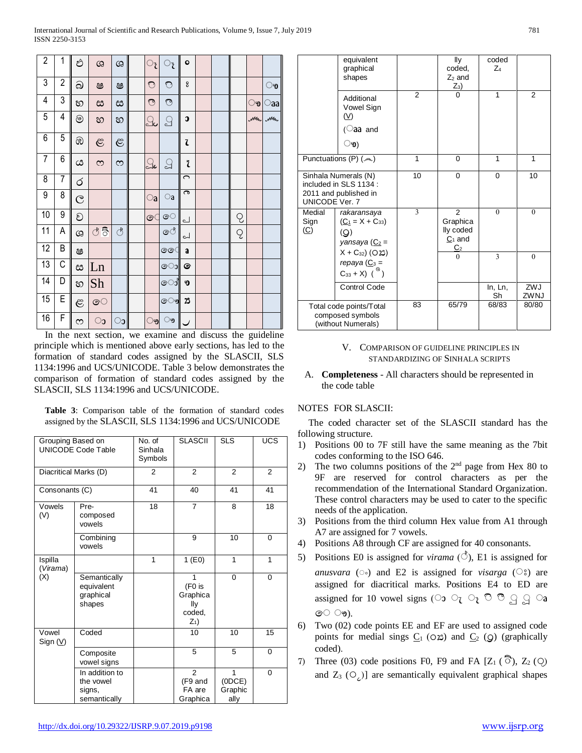| | | | | | | | | | | | | | |
|---|---|---|---|---|---|---|---|---|---|---|---|---|---|
| 2 | 1 | ඵ | ශ | ශ | | ◌ු | ◌ූ | ං | | | | | |
| 3 | 2 | බ | ෂ | ෂ | | ◌ි | ◌ී | ඃ | | | | | ◌ෟ |
| 4 | 3 | භ | ස | ස | | ◌ි | ◌ී | | | | | ◌ෟ | ◌ෳ |
| 5 | 4 | ම | හ | හ | | ◌ු | ◌ූ | ා | | | | ෴ | ෴ |
| 6 | 5 | ඹ | ළ | ළ | | | | ැ | | | | | |
| 7 | 6 | ය | ෆ | ෆ | | ◌ු | ◌ූ | ෑ | | | | | |
| 8 | 7 | ර | | | | | | ් | | | | | |
| 9 | 8 | ල | | | | ◌ෘ | ◌ෘ | ් | | | | | |
| 10 | 9 | ව | | | | ෙ◌ | ෙ◌ | ් | | | ◌ෲ | | |
| 11 | A | ශ | ◌් ෙ | ◌් | | | ෙ◌් | ් | | | ◌ෲ | | |
| 12 | B | ෂ | | | | | ෙෙ◌ | a | | | | | |
| 13 | C | ස | Ln | | | | ෙ◌ා | ෙ | | | | | |
| 14 | D | හ | Sh | | | | ෙ◌ා් | ෟ | | | | | |
| 15 | E | ළ | ෙ◌ | | | | ෙ◌ෟ | ෲ | | | | | |
| 16 | F | ෆ | ◌ා | ◌ා | | ◌ෟ | ◌ෟ | ◡ | | | | | |

In the next section, we examine and discuss the guideline principle which is mentioned above early sections, has led to the formation of standard codes assigned by the SLASCII, SLS 1134:1996 and UCS/UNICODE. Table 3 below demonstrates the comparison of formation of standard codes assigned by the SLASCII, SLS 1134:1996 and UCS/UNICODE.

**Table 3**: Comparison table of the formation of standard codes assigned by the SLASCII, SLS 1134:1996 and UCS/UNICODE

| Grouping Based on UNICODE Code Table | | No. of Sinhala Symbols | SLASCII | SLS | UCS |
|---|---|---|---|---|---|
| Diacritical Marks (D) | | 2 | 2 | 2 | 2 |
| Consonants (C) | | 41 | 40 | 41 | 41 |
| Vowels (V) | Pre-composed vowels | 18 | 7 | 8 | 18 |
| | Combining vowels | | 9 | 10 | 0 |
| Ispilla (*Virama*) (X) | | 1 | 1 (E0) | 1 | 1 |
| | Semantically equivalent graphical shapes | | 1 (F0 is Graphically coded, $Z_1$) | 0 | 0 |
| Vowel Sign (V̲) | Coded | | 10 | 10 | 15 |
| | Composite vowel signs | | 5 | 5 | 0 |
| | In addition to the vowel signs, semantically equivalent graphical shapes | | 2 (F9 and FA are Graphically coded, $Z_2$ and $Z_3$) | 1 (0DCE) Graphically coded $Z_4$ | 0 |
| | Additional Vowel Sign (V̲) (◌ෳ and ◌ෟ) | 2 | 0 | 1 | 2 |
| Punctuations (P) (෴) | | 1 | 0 | 1 | 1 |
| Sinhala Numerals (N) included in SLS 1134 : 2011 and published in UNICODE Ver. 7 | | 10 | 0 | 0 | 10 |
| Medial Sign (C̲) | *rakaransaya* (C̲₁ = X + $C_{33}$) (◌්‍ර) *yansaya* (C̲₂ = X + $C_{32}$) (◌්‍ය) *repaya* (C̲₃ = $C_{33}$ + X) (ර්‍◌) | 3 | 2 Graphically coded C̲₁ and C̲₂ | 0 | 0 |
| | | | 0 | 3 | 0 |
| | Control Code | | | In, Ln, Sh | ZWJ ZWNJ |
| Total code points/Total composed symbols (without Numerals) | | 83 | 65/79 | 68/83 | 80/80 |

## V. Comparison of Guideline Principles in Standardizing of Sinhala Scripts

A. **Completeness** - All characters should be represented in the code table

NOTES FOR SLASCII:

The coded character set of the SLASCII standard has the following structure.

1) Positions 00 to 7F still have the same meaning as the 7bit codes conforming to the ISO 646.
2) The two columns positions of the 2nd page from Hex 80 to 9F are reserved for control characters as per the recommendation of the International Standard Organization. These control characters may be used to cater to the specific needs of the application.
3) Positions from the third column Hex value from A1 through A7 are assigned for 7 vowels.
4) Positions A8 through CF are assigned for 40 consonants.
5) Positions E0 is assigned for *virama* (◌්), E1 is assigned for *anusvara* (◌ං) and E2 is assigned for *visarga* (◌ඃ) are assigned for diacritical marks. Positions E4 to ED are assigned for 10 vowel signs (◌ා ◌ැ ◌ෑ ◌ි ◌ී ◌ු ◌ූ ◌ෘ ෙ◌ ◌ෟ).
6) Two (02) code points EE and EF are used to assigned code points for medial sings C̲₁ (◌්‍ර) and C̲₂ (◌්‍ය) (graphically coded).
7) Three (03) code positions F0, F9 and FA [$Z_1$ (◌්), $Z_2$ (◌ු) and $Z_3$ (◌ූ)] are semantically equivalent graphical shapes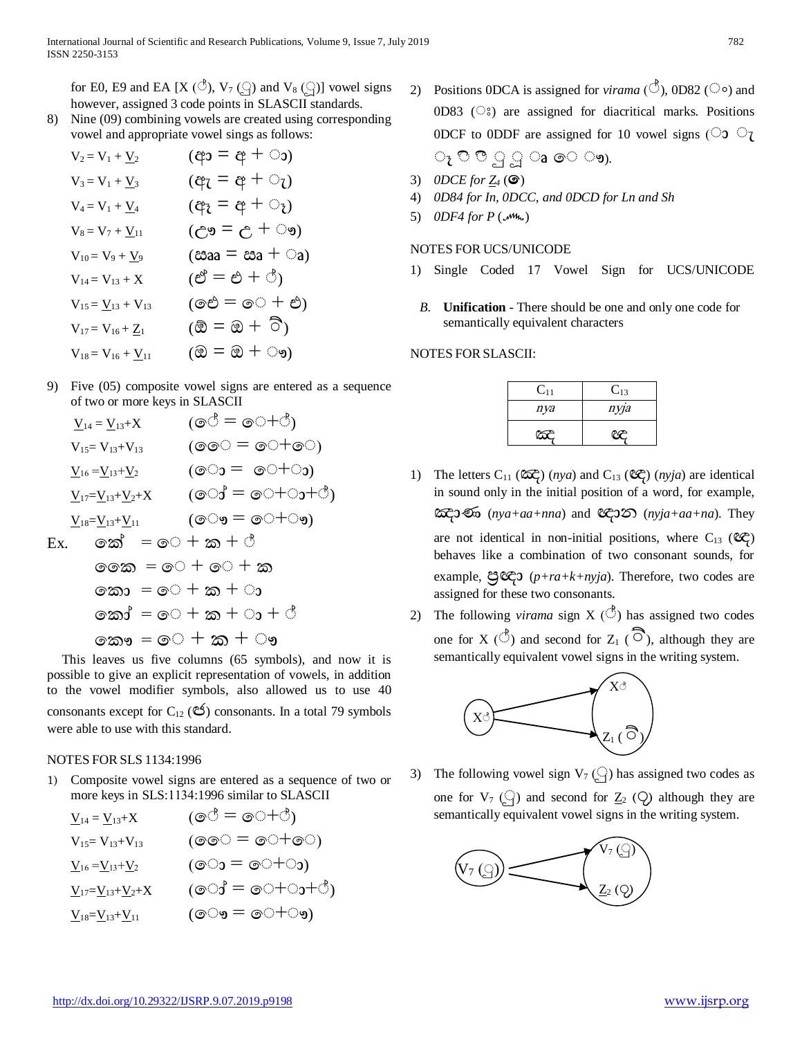for E0, E9 and EA [X (්), $V_7$ (ෘ) and $V_8$ (ෲ)] vowel signs however, assigned 3 code points in SLASCII standards.

8) Nine (09) combining vowels are created using corresponding vowel and appropriate vowel sings as follows:

$V_2 = V_1 + \underline{V}_2$ (ආ = අ + ා)

$V_3 = V_1 + \underline{V}_3$ (ඇ = අ + ැ)

$V_4 = V_1 + \underline{V}_4$ (ඈ = අ + ෑ)

$V_8 = V_7 + \underline{V}_{11}$ (ඎ = ඍ + ෟ)

$V_{10} = V_9 + \underline{V}_9$ (ඐ = ඏ + ෳ)

$V_{14} = V_{13} + X$ (ඒ = එ + ්)

$V_{15} = \underline{V}_{13} + V_{13}$ (ඓ = ෙ + එ)

$V_{17} = V_{16} + \underline{Z}_1$ (ඕ = ඔ + ්)

$V_{18} = V_{16} + \underline{V}_{11}$ (ඖ = ඔ + ෟ)

9) Five (05) composite vowel signs are entered as a sequence of two or more keys in SLASCII

$\underline{V}_{14} = \underline{V}_{13}+X$ (ේ = ෙ+්)

$V_{15}= V_{13}+V_{13}$ (ෛ = ෙ+ෙ)

$\underline{V}_{16} =\underline{V}_{13}+\underline{V}_2$ (ො = ෙ+ා)

$\underline{V}_{17}=\underline{V}_{13}+\underline{V}_2+X$ (ෝ = ෙ+ා+්)

$\underline{V}_{18}=\underline{V}_{13}+\underline{V}_{11}$ (ෞ = ෙ+ෟ)

Ex. කේ = ෙ + ක + ්

කෛ = ෙ + ෙ + ක

කො = ෙ + ක + ා

කෝ = ෙ + ක + ා + ්

කෞ = ෙ + ක + ෟ

This leaves us five columns (65 symbols), and now it is possible to give an explicit representation of vowels, in addition to the vowel modifier symbols, also allowed us to use 40 consonants except for $C_{12}$ (ඦ) consonants. In a total 79 symbols were able to use with this standard.

NOTES FOR SLS 1134:1996

1) Composite vowel signs are entered as a sequence of two or more keys in SLS:1134:1996 similar to SLASCII

$\underline{V}_{14} = \underline{V}_{13}+X$ (ේ = ෙ+්)

$V_{15}= V_{13}+V_{13}$ (ෛ = ෙ+ෙ)

$\underline{V}_{16} =\underline{V}_{13}+\underline{V}_2$ (ො = ෙ+ා)

$\underline{V}_{17}=\underline{V}_{13}+\underline{V}_2+X$ (ෝ = ෙ+ා+්)

$\underline{V}_{18}=\underline{V}_{13}+\underline{V}_{11}$ (ෞ = ෙ+ෟ)

2) Positions 0DCA is assigned for *virama* (්), 0D82 (ං) and 0D83 (ඃ) are assigned for diacritical marks. Positions 0DCF to 0DDF are assigned for 10 vowel signs (ා ැ ෑ ි ී ු ූ ෘ ෙ ෟ).

3) *0DCE for* $\underline{Z}_4$ (ෞ)

4) *0D84 for In, 0DCC, and 0DCD for Ln and Sh*

5) *0DF4 for P* (෴)

NOTES FOR UCS/UNICODE

1) Single Coded 17 Vowel Sign for UCS/UNICODE

B. **Unification** - There should be one and only one code for semantically equivalent characters

NOTES FOR SLASCII:

| $C_{11}$ | $C_{13}$ |
|---|---|
| *nya* | *nyja* |
| ඤ | ඥ |

1) The letters $C_{11}$ (ඤ) (*nya*) and $C_{13}$ (ඥ) (*nyja*) are identical in sound only in the initial position of a word, for example, ඤාණ (*nya+aa+nna*) and ඥාන (*nyja+aa+na*). They are not identical in non-initial positions, where $C_{13}$ (ඥ) behaves like a combination of two consonant sounds, for example, ප්‍රඥා (*p+ra+k+nyja*). Therefore, two codes are assigned for these two consonants.

2) The following *virama* sign X (්) has assigned two codes one for X (්) and second for $Z_1$ (්), although they are semantically equivalent vowel signs in the writing system.

X් → X් ; X් → $Z_1$ (්)

3) The following vowel sign $V_7$ (ෘ) has assigned two codes as one for $V_7$ (ෘ) and second for $\underline{Z}_2$ (ෘ) although they are semantically equivalent vowel signs in the writing system.

$V_7$ (ෘ) → $V_7$ (ෘ) ; $V_7$ (ෘ) → $\underline{Z}_2$ (ෘ)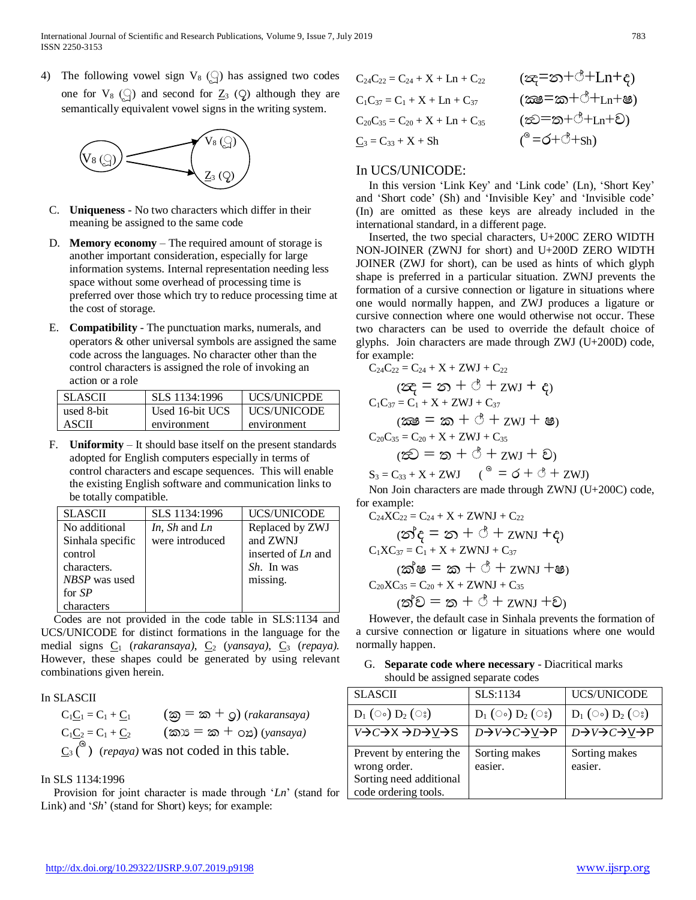4) The following vowel sign $V_8$ (ු) has assigned two codes one for $V_8$ (ු) and second for $\underline{Z}_3$ (ු) although they are semantically equivalent vowel signs in the writing system.

$V_8$ (ු) → $V_8$ (ු), $\underline{Z}_3$ (ු)

C. **Uniqueness** - No two characters which differ in their meaning be assigned to the same code

D. **Memory economy** – The required amount of storage is another important consideration, especially for large information systems. Internal representation needing less space without some overhead of processing time is preferred over those which try to reduce processing time at the cost of storage.

E. **Compatibility** - The punctuation marks, numerals, and operators & other universal symbols are assigned the same code across the languages. No character other than the control characters is assigned the role of invoking an action or a role

| SLASCII | SLS 1134:1996 | UCS/UNICPDE |
|---|---|---|
| used 8-bit ASCII | Used 16-bit UCS environment | UCS/UNICODE environment |

F. **Uniformity** – It should base itself on the present standards adopted for English computers especially in terms of control characters and escape sequences. This will enable the existing English software and communication links to be totally compatible.

| SLASCII | SLS 1134:1996 | UCS/UNICODE |
|---|---|---|
| No additional Sinhala specific control characters. *NBSP* was used for *SP* characters | *In*, *Sh* and *Ln* were introduced | Replaced by ZWJ and ZWNJ inserted of *Ln* and *Sh*. In was missing. |

Codes are not provided in the code table in SLS:1134 and UCS/UNICODE for distinct formations in the language for the medial signs $\underline{C}_1$ (*rakaransaya),* $\underline{C}_2$ (*yansaya),* $\underline{C}_3$ (*repaya).* However, these shapes could be generated by using relevant combinations given herein.

In SLASCII

$C_1\underline{C}_1 = C_1 + \underline{C}_1$ (ක්‍ර = ක + ්‍ර) (*rakaransaya)*

$C_1\underline{C}_2 = C_1 + \underline{C}_2$ (ක්‍ය = ක + ්‍ය) (*yansaya)*

$\underline{C}_3$ (ර්‍) (*repaya)* was not coded in this table.

In SLS 1134:1996

Provision for joint character is made through '*Ln*' (stand for Link) and '*Sh*' (stand for Short) keys; for example:

$C_{24}C_{22} = C_{24} + X + Ln + C_{22}$ (න්‍ද=න+්+Ln+ද)

$C_1C_{37} = C_1 + X + Ln + C_{37}$ (ක්‍ෂ=ක+්+Ln+ෂ)

$C_{20}C_{35} = C_{20} + X + Ln + C_{35}$ (ත්‍ව=ත+්+Ln+ව)

$\underline{C}_3 = C_{33} + X + Sh$ (ර්‍ =ර+්+Sh)

## In UCS/UNICODE:

In this version 'Link Key' and 'Link code' (Ln), 'Short Key' and 'Short code' (Sh) and 'Invisible Key' and 'Invisible code' (In) are omitted as these keys are already included in the international standard, in a different page.

Inserted, the two special characters, U+200C ZERO WIDTH NON-JOINER (ZWNJ for short) and U+200D ZERO WIDTH JOINER (ZWJ for short), can be used as hints of which glyph shape is preferred in a particular situation. ZWNJ prevents the formation of a cursive connection or ligature in situations where one would normally happen, and ZWJ produces a ligature or cursive connection where one would otherwise not occur. These two characters can be used to override the default choice of glyphs. Join characters are made through ZWJ (U+200D) code, for example:

$C_{24}C_{22} = C_{24} + X + ZWJ + C_{22}$

(න්‍ද = න + ් + ZWJ + ද)

$C_1C_{37} = C_1 + X + ZWJ + C_{37}$

(ක්‍ෂ = ක + ් + ZWJ + ෂ)

$C_{20}C_{35} = C_{20} + X + ZWJ + C_{35}$

(ත්‍ව = ත + ් + ZWJ + ව)

$S_3 = C_{33} + X + ZWJ$ (ර්‍ = ර + ් + ZWJ)

Non Join characters are made through ZWNJ (U+200C) code, for example:

$C_{24}XC_{22} = C_{24} + X + ZWNJ + C_{22}$

(න්ද = න + ් + ZWNJ + ද)

$C_1XC_{37} = C_1 + X + ZWNJ + C_{37}$

(ක්ෂ = ක + ් + ZWNJ + ෂ)

$C_{20}XC_{35} = C_{20} + X + ZWNJ + C_{35}$

(ත්ව = ත + ් + ZWNJ + ව)

However, the default case in Sinhala prevents the formation of a cursive connection or ligature in situations where one would normally happen.

G. **Separate code where necessary** - Diacritical marks should be assigned separate codes

| SLASCII | SLS:1134 | UCS/UNICODE |
|---|---|---|
| $D_1$ (ං) $D_2$ (ඃ) | $D_1$ (ං) $D_2$ (ඃ) | $D_1$ (ං) $D_2$ (ඃ) |
| *V*→*C*→X →*D*→$\underline{V}$→S | *D*→*V*→*C*→$\underline{V}$→P | *D*→*V*→*C*→$\underline{V}$→P |
| Prevent by entering the wrong order. Sorting need additional code ordering tools. | Sorting makes easier. | Sorting makes easier. |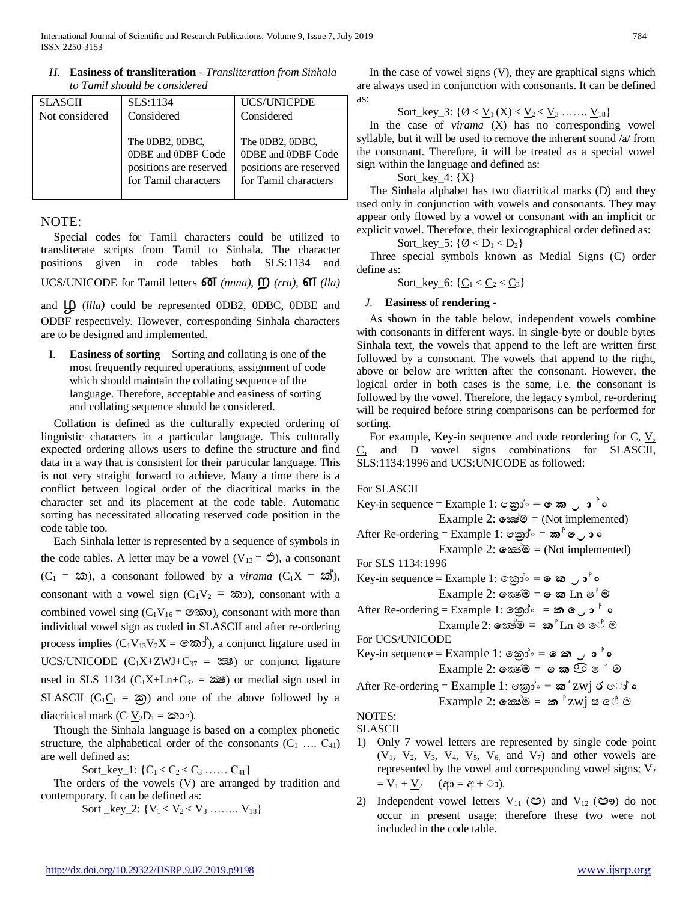*H.* **Easiness of transliteration** - *Transliteration from Sinhala to Tamil should be considered*

| SLASCII | SLS:1134 | UCS/UNICPDE |
|---|---|---|
| Not considered | Considered<br><br>The 0DB2, 0DBC, 0DBE and 0DBF Code positions are reserved for Tamil characters | Considered<br><br>The 0DB2, 0DBC, 0DBE and 0DBF Code positions are reserved for Tamil characters |

NOTE:

Special codes for Tamil characters could be utilized to transliterate scripts from Tamil to Sinhala. The character positions given in code tables both SLS:1134 and UCS/UNICODE for Tamil letters ண *(nnna)*, ற *(rra)*, ள *(lla)* and ழ (*llla)* could be represented 0DB2, 0DBC, 0DBE and ODBF respectively. However, corresponding Sinhala characters are to be designed and implemented.

I. **Easiness of sorting** – Sorting and collating is one of the most frequently required operations, assignment of code which should maintain the collating sequence of the language. Therefore, acceptable and easiness of sorting and collating sequence should be considered.

Collation is defined as the culturally expected ordering of linguistic characters in a particular language. This culturally expected ordering allows users to define the structure and find data in a way that is consistent for their particular language. This is not very straight forward to achieve. Many a time there is a conflict between logical order of the diacritical marks in the character set and its placement at the code table. Automatic sorting has necessitated allocating reserved code position in the code table too.

Each Sinhala letter is represented by a sequence of symbols in the code tables. A letter may be a vowel ($V_{13}$ = ඵ), a consonant ($C_1$ = ක), a consonant followed by a *virama* ($C_1X$ = ක්), consonant with a vowel sign ($C_1\underline{V}_2$ = කා), consonant with a combined vowel sing ($C_1\underline{V}_{16}$ = කො), consonant with more than individual vowel sign as coded in SLASCII and after re-ordering process implies ($C_1V_{13}V_2X$ = කෝ), a conjunct ligature used in UCS/UNICODE ($C_1X$+ZWJ+$C_{37}$ = ක්‍ෂ) or conjunct ligature used in SLS 1134 ($C_1X$+Ln+$C_{37}$ = ක්‍ෂ) or medial sign used in SLASCII ($C_1\underline{C}_1$ = ක්‍ර) and one of the above followed by a diacritical mark ($C_1\underline{V}_2D_1$ = කාං).

Though the Sinhala language is based on a complex phonetic structure, the alphabetical order of the consonants ($C_1$ …. $C_{41}$) are well defined as:

Sort_key_1: $\{C_1 < C_2 < C_3 \ldots\ldots C_{41}\}$

The orders of the vowels (V) are arranged by tradition and contemporary. It can be defined as:

Sort _key_2: $\{V_1 < V_2 < V_3 \ldots\ldots\ldots V_{18}\}$

In the case of vowel signs ($\underline{V}$), they are graphical signs which are always used in conjunction with consonants. It can be defined as:

Sort_key_3: $\{\emptyset < \underline{V}_1 (X) < \underline{V}_2 < \underline{V}_3 \ldots\ldots\ldots \underline{V}_{18}\}$

In the case of *virama* (X) has no corresponding vowel syllable, but it will be used to remove the inherent sound /a/ from the consonant. Therefore, it will be treated as a special vowel sign within the language and defined as:

Sort_key_4: {X}

The Sinhala alphabet has two diacritical marks (D) and they used only in conjunction with vowels and consonants. They may appear only flowed by a vowel or consonant with an implicit or explicit vowel. Therefore, their lexicographical order defined as:

Sort_key_5: $\{\emptyset < D_1 < D_2\}$

Three special symbols known as Medial Signs ($\underline{C}$) order define as:

Sort_key_6: $\{\underline{C}_1 < \underline{C}_2 < \underline{C}_3\}$

*J.* **Easiness of rendering** -

As shown in the table below, independent vowels combine with consonants in different ways. In single-byte or double bytes Sinhala text, the vowels that append to the left are written first followed by a consonant. The vowels that append to the right, above or below are written after the consonant. However, the logical order in both cases is the same, i.e. the consonant is followed by the vowel. Therefore, the legacy symbol, re-ordering will be required before string comparisons can be performed for sorting.

For example, Key-in sequence and code reordering for C, $\underline{V}$, $\underline{C}$, and D vowel signs combinations for SLASCII, SLS:1134:1996 and UCS:UNICODE as followed:

For SLASCII
Key-in sequence = Example 1: ක්‍රෝං = ෙ ක ‍ ා ් ං
Example 2: ක්‍ෂේම = (Not implemented)
After Re-ordering = Example 1: ක්‍රෝං = ක් ෙ ‍ ා ං
Example 2: ක්‍ෂේම = (Not implemented)
For SLS 1134:1996
Key-in sequence = Example 1: ක්‍රෝං = ෙ ක ‍ ා ් ං
Example 2: ක්‍ෂේම = ෙ ක Ln ෂ ් ම
After Re-ordering = Example 1: ක්‍රෝං = ක ෙ ‍ ා ් ං
Example 2: ක්‍ෂේම = ක් Ln ෂ ේ ම
For UCS/UNICODE
Key-in sequence = Example 1: ක්‍රෝං = ෙ ක ‍ ා ් ං
Example 2: ක්‍ෂේම = ෙ ක ් ෂ ් ම
After Re-ordering = Example 1: ක්‍රෝං = ක් zwj ර ෝ ං
Example 2: ක්‍ෂේම = ක් zwj ෂ ේ ම

NOTES:
SLASCII

1) Only 7 vowel letters are represented by single code point ($V_1$, $V_2$, $V_3$, $V_4$, $V_5$, $V_6$, and $V_7$) and other vowels are represented by the vowel and corresponding vowel signs; $V_2 = V_1 + \underline{V}_2$ (ආ = අ + ා).
2) Independent vowel letters $V_{11}$ (ඏ) and $V_{12}$ (ඐ) do not occur in present usage; therefore these two were not included in the code table.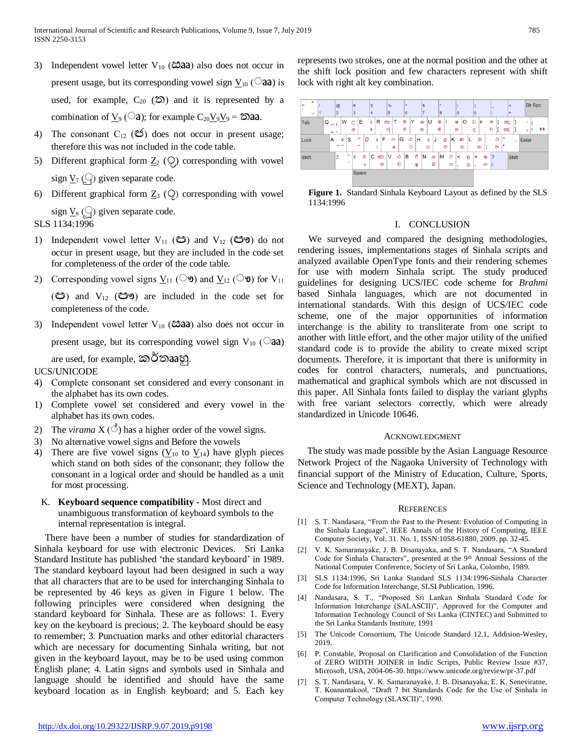3) Independent vowel letter $V_{10}$ (ඍaa) also does not occur in present usage, but its corresponding vowel sign $\underline{V}_{10}$ (◌aa) is used, for example, $C_{20}$ (ට) and it is represented by a combination of $\underline{V}_9$ (◌a); for example $C_{20}\underline{V}_9\underline{V}_9$ = ටaa.

4) The consonant $C_{12}$ (ඦ) does not occur in present usage; therefore this was not included in the code table.

5) Different graphical form $\underline{Z}_2$ (ෘ) corresponding with vowel sign $\underline{V}_7$ (ෘ) given separate code.

6) Different graphical form $\underline{Z}_3$ (ෲ) corresponding with vowel sign $\underline{V}_8$ (ෲ) given separate code.

SLS 1134:1996

1) Independent vowel letter $V_{11}$ (ඏ) and $V_{12}$ (ඐ) do not occur in present usage, but they are included in the code set for completeness of the order of the code table.

2) Corresponding vowel signs $\underline{V}_{11}$ (◌ෟ) and $\underline{V}_{12}$ (◌ෳ) for $V_{11}$ (ඏ) and $V_{12}$ (ඐ) are included in the code set for completeness of the code.

3) Independent vowel letter $V_{10}$ (ඍaa) also does not occur in present usage, but its corresponding vowel sign $V_{10}$ (◌aa) are used, for example, කර්තaaහු.

UCS/UNICODE

4) Complete consonant set considered and every consonant in the alphabet has its own codes.
1) Complete vowel set considered and every vowel in the alphabet has its own codes.
2) The *virama* X (◌්) has a higher order of the vowel signs.
3) No alternative vowel signs and Before the vowels
4) There are five vowel signs ($\underline{V}_{10}$ to $\underline{V}_{14}$) have glyph pieces which stand on both sides of the consonant; they follow the consonant in a logical order and should be handled as a unit for most processing.

K. **Keyboard sequence compatibility** - Most direct and unambiguous transformation of keyboard symbols to the internal representation is integral.

There have been a number of studies for standardization of Sinhala keyboard for use with electronic Devices. Sri Lanka Standard Institute has published 'the standard keyboard' in 1989. The standard keyboard layout had been designed in such a way that all characters that are to be used for interchanging Sinhala to be represented by 46 keys as given in Figure 1 below. The following principles were considered when designing the standard keyboard for Sinhala. These are as follows: 1. Every key on the keyboard is precious; 2. The keyboard should be easy to remember; 3. Punctuation marks and other editorial characters which are necessary for documenting Sinhala writing, but not given in the keyboard layout, may be to be used using common English plane; 4. Latin signs and symbols used in Sinhala and language should be identified and should have the same keyboard location as in English keyboard; and 5. Each key represents two strokes, one at the normal position and the other at the shift lock position and few characters represent with shift lock with right alt key combination.

**Figure 1.** Standard Sinhala Keyboard Layout as defined by the SLS 1134:1996

## I. CONCLUSION

We surveyed and compared the designing methodologies, rendering issues, implementations stages of Sinhala scripts and analyzed available OpenType fonts and their rendering schemes for use with modern Sinhala script. The study produced guidelines for designing UCS/IEC code scheme for *Brahmi* based Sinhala languages, which are not documented in international standards. With this design of UCS/IEC code scheme, one of the major opportunities of information interchange is the ability to transliterate from one script to another with little effort, and the other major utility of the unified standard code is to provide the ability to create mixed script documents. Therefore, it is important that there is uniformity in codes for control characters, numerals, and punctuations, mathematical and graphical symbols which are not discussed in this paper. All Sinhala fonts failed to display the variant glyphs with free variant selectors correctly, which were already standardized in Unicode 10646.

## ACKNOWLEDGMENT

The study was made possible by the Asian Language Resource Network Project of the Nagaoka University of Technology with financial support of the Ministry of Education, Culture, Sports, Science and Technology (MEXT), Japan.

## REFERENCES

[1] S. T. Nandasara, "From the Past to the Present: Evolution of Computing in the Sinhala Language", IEEE Annals of the History of Computing, IEEE Computer Society, Vol. 31. No. 1, ISSN:1058-61880, 2009. pp. 32-45.

[2] V. K. Samaranayake, J. B. Disanayaka, and S. T. Nandasara, "A Standard Code for Sinhala Characters", presented at the 9th Annual Sessions of the National Computer Conference, Society of Sri Lanka, Colombo, 1989.

[3] SLS 1134:1996, Sri Lanka Standard SLS 1134:1996-Sinhala Character Code for Information Interchange, SLSI Publication, 1996.

[4] Nandasara, S. T., "Proposed Sri Lankan Sinhala Standard Code for Information Interchange (SALASCII)", Approved for the Computer and Information Technology Council of Sri Lanka (CINTEC) and Submitted to the Sri Lanka Standards Institute, 1991

[5] The Unicode Consortium, The Unicode Standard 12.1, Addision-Wesley, 2019.

[6] P. Constable, Proposal on Clarification and Consolidation of the Function of ZERO WIDTH JOINER in Indic Scripts, Public Review Issue #37, Microsoft, USA, 2004-06-30. https://www.unicode.org/review/pr-37.pdf

[7] S. T. Nandasara, V. K. Samaranayake, J. B. Disanayaka, E. K. Seneviratne, T. Koanantakool, "Draft 7 bit Standards Code for the Use of Sinhala in Computer Technology (SLASCII)", 1990.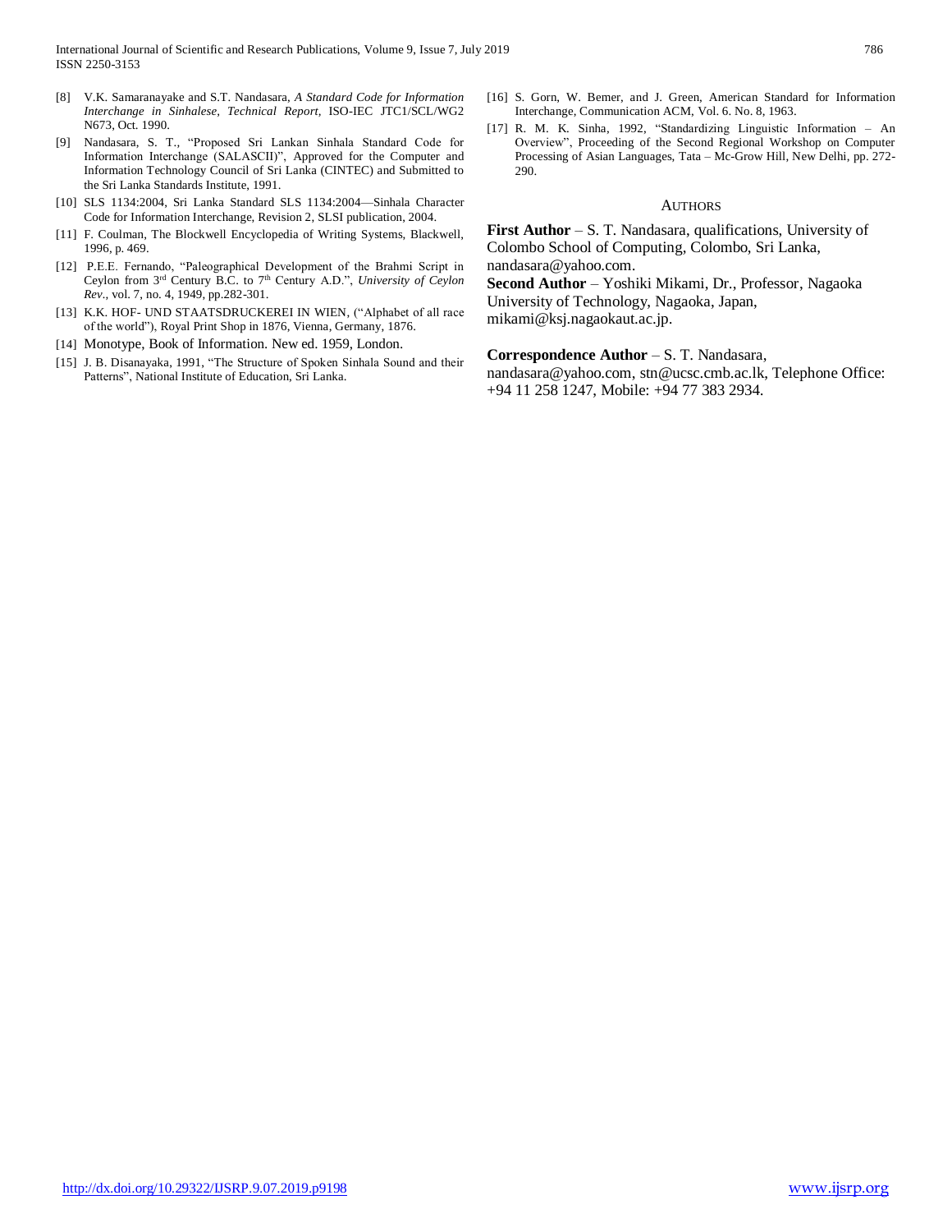[8] V.K. Samaranayake and S.T. Nandasara, *A Standard Code for Information Interchange in Sinhalese, Technical Report,* ISO-IEC JTC1/SCL/WG2 N673, Oct. 1990.

[9] Nandasara, S. T., "Proposed Sri Lankan Sinhala Standard Code for Information Interchange (SALASCII)", Approved for the Computer and Information Technology Council of Sri Lanka (CINTEC) and Submitted to the Sri Lanka Standards Institute, 1991.

[10] SLS 1134:2004, Sri Lanka Standard SLS 1134:2004—Sinhala Character Code for Information Interchange, Revision 2, SLSI publication, 2004.

[11] F. Coulman, The Blockwell Encyclopedia of Writing Systems, Blackwell, 1996, p. 469.

[12] P.E.E. Fernando, "Paleographical Development of the Brahmi Script in Ceylon from 3rd Century B.C. to 7th Century A.D.", *University of Ceylon Rev*., vol. 7, no. 4, 1949, pp.282-301.

[13] K.K. HOF- UND STAATSDRUCKEREI IN WIEN, ("Alphabet of all race of the world"), Royal Print Shop in 1876, Vienna, Germany, 1876.

[14] Monotype, Book of Information. New ed. 1959, London.

[15] J. B. Disanayaka, 1991, "The Structure of Spoken Sinhala Sound and their Patterns", National Institute of Education, Sri Lanka.

[16] S. Gorn, W. Bemer, and J. Green, American Standard for Information Interchange, Communication ACM, Vol. 6. No. 8, 1963.

[17] R. M. K. Sinha, 1992, "Standardizing Linguistic Information – An Overview", Proceeding of the Second Regional Workshop on Computer Processing of Asian Languages, Tata – Mc-Grow Hill, New Delhi, pp. 272-290.

## AUTHORS

**First Author** – S. T. Nandasara, qualifications, University of Colombo School of Computing, Colombo, Sri Lanka, nandasara@yahoo.com.

**Second Author** – Yoshiki Mikami, Dr., Professor, Nagaoka University of Technology, Nagaoka, Japan, mikami@ksj.nagaokaut.ac.jp.

**Correspondence Author** – S. T. Nandasara, nandasara@yahoo.com, stn@ucsc.cmb.ac.lk, Telephone Office: +94 11 258 1247, Mobile: +94 77 383 2934.